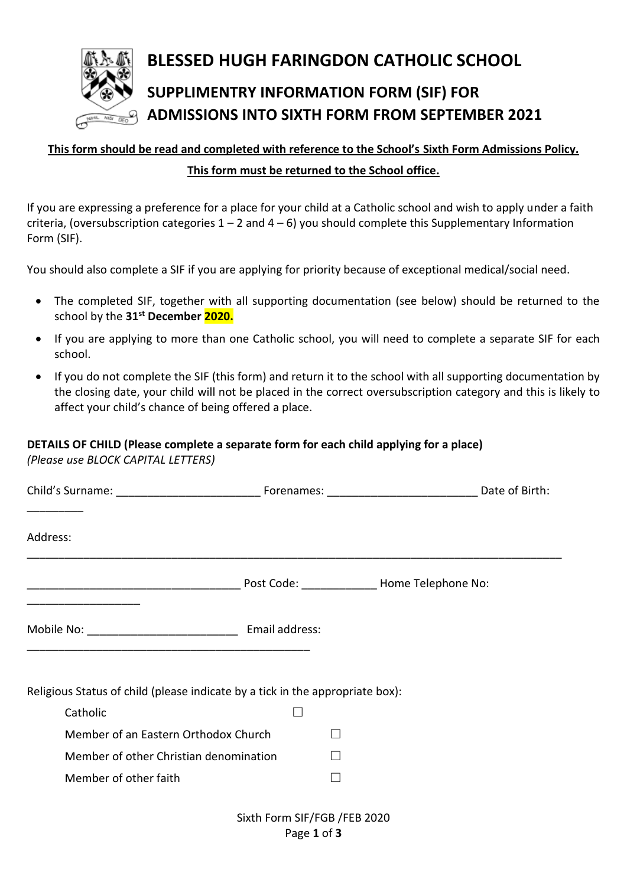# BLESSED HUGH FARINGDON CATHOLIC SCHOOL

## SUPPLIMENTRY INFORMATION FORM (SIF) FOR ADMISSIONS INTO SIXTH FORM FROM SEPTEMBER 2021

**This form should be read and completed with reference to the School's Sixth Form Admissions Policy.**

**This form must be returned to the School office.**

If you are expressing a preference for a place for your child at a Catholic school and wish to apply under a faith criteria, (oversubscription categories 1 – 2 and 4 – 6) you should complete this Supplementary Information Form (SIF).

You should also complete a SIF if you are applying for priority because of exceptional medical/social need.

- The completed SIF, together with all supporting documentation (see below) should be returned to the school by the **31st December 2020.**
- If you are applying to more than one Catholic school, you will need to complete a separate SIF for each school.
- If you do not complete the SIF (this form) and return it to the school with all supporting documentation by the closing date, your child will not be placed in the correct oversubscription category and this is likely to affect your child's chance of being offered a place.

**DETAILS OF CHILD (Please complete a separate form for each child applying for a place)**
*(Please use BLOCK CAPITAL LETTERS)*

Child's Surname: _______________________ Forenames: ________________________ Date of Birth: _________

Address: _________________________________________________________________________________________

__________________________________ Post Code: ____________ Home Telephone No: __________________

Mobile No: ________________________ Email address: ______________________________________________

Religious Status of child (please indicate by a tick in the appropriate box):

- Catholic ☐
- Member of an Eastern Orthodox Church ☐
- Member of other Christian denomination ☐
- Member of other faith ☐

Sixth Form SIF/FGB /FEB 2020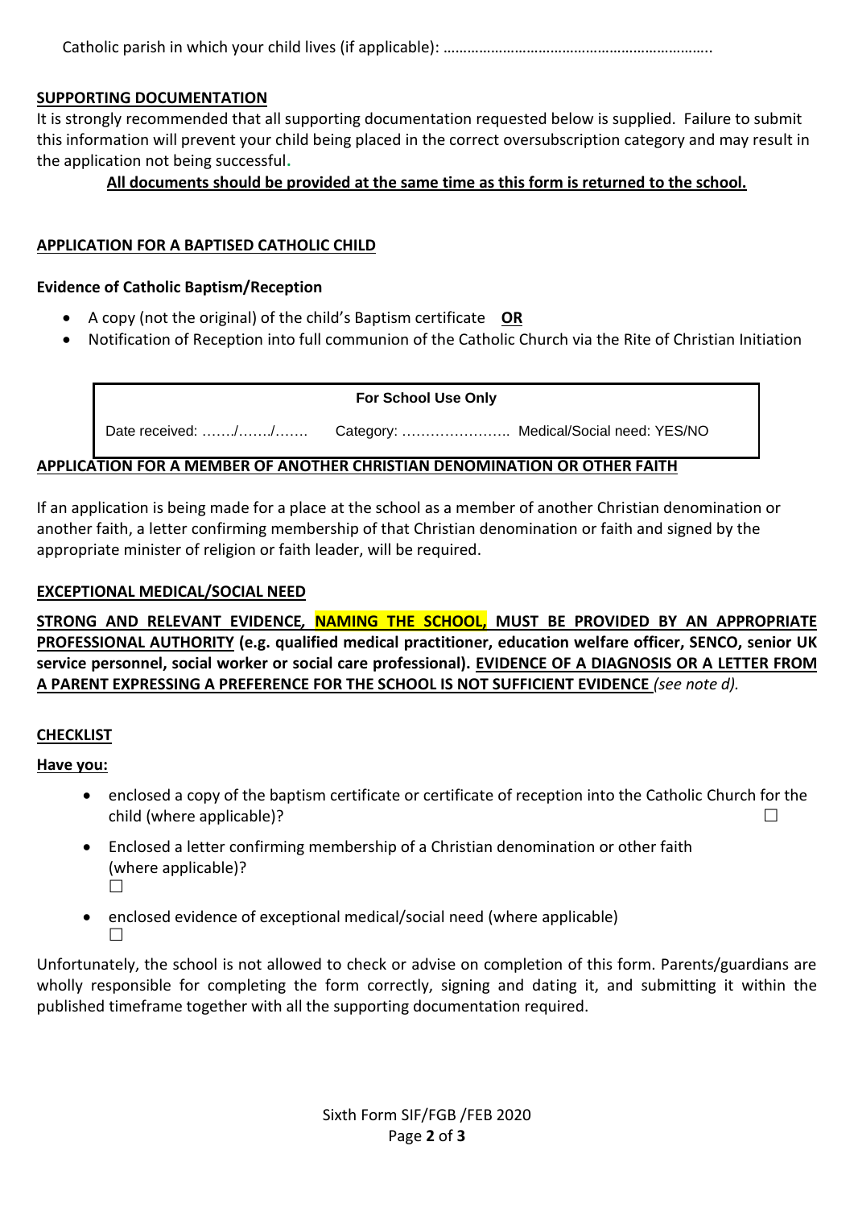Catholic parish in which your child lives (if applicable): …………………………………………………………..

## SUPPORTING DOCUMENTATION

It is strongly recommended that all supporting documentation requested below is supplied. Failure to submit this information will prevent your child being placed in the correct oversubscription category and may result in the application not being successful.

**All documents should be provided at the same time as this form is returned to the school.**

## APPLICATION FOR A BAPTISED CATHOLIC CHILD

**Evidence of Catholic Baptism/Reception**

- A copy (not the original) of the child's Baptism certificate **OR**
- Notification of Reception into full communion of the Catholic Church via the Rite of Christian Initiation

| For School Use Only | | |
|---|---|---|
| Date received: ……./……./……. | Category: ………………….. | Medical/Social need: YES/NO |

## APPLICATION FOR A MEMBER OF ANOTHER CHRISTIAN DENOMINATION OR OTHER FAITH

If an application is being made for a place at the school as a member of another Christian denomination or another faith, a letter confirming membership of that Christian denomination or faith and signed by the appropriate minister of religion or faith leader, will be required.

## EXCEPTIONAL MEDICAL/SOCIAL NEED

**STRONG AND RELEVANT EVIDENCE, NAMING THE SCHOOL, MUST BE PROVIDED BY AN APPROPRIATE PROFESSIONAL AUTHORITY (e.g. qualified medical practitioner, education welfare officer, SENCO, senior UK service personnel, social worker or social care professional). EVIDENCE OF A DIAGNOSIS OR A LETTER FROM A PARENT EXPRESSING A PREFERENCE FOR THE SCHOOL IS NOT SUFFICIENT EVIDENCE** *(see note d).*

## CHECKLIST

**Have you:**

- enclosed a copy of the baptism certificate or certificate of reception into the Catholic Church for the child (where applicable)? ☐
- Enclosed a letter confirming membership of a Christian denomination or other faith (where applicable)? ☐
- enclosed evidence of exceptional medical/social need (where applicable) ☐

Unfortunately, the school is not allowed to check or advise on completion of this form. Parents/guardians are wholly responsible for completing the form correctly, signing and dating it, and submitting it within the published timeframe together with all the supporting documentation required.

Sixth Form SIF/FGB /FEB 2020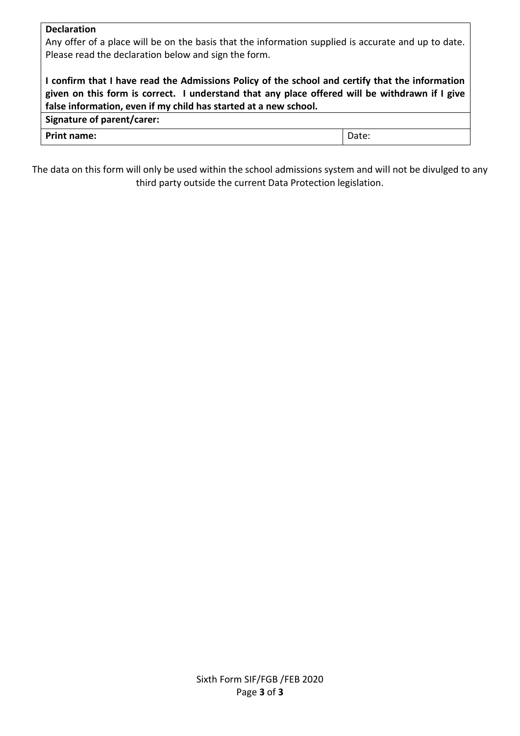| |
|---|
| **Declaration**<br>Any offer of a place will be on the basis that the information supplied is accurate and up to date. Please read the declaration below and sign the form.<br><br>**I confirm that I have read the Admissions Policy of the school and certify that the information given on this form is correct. I understand that any place offered will be withdrawn if I give false information, even if my child has started at a new school.** |

| | |
|---|---|
| **Signature of parent/carer:** | |
| **Print name:** | Date: |

The data on this form will only be used within the school admissions system and will not be divulged to any third party outside the current Data Protection legislation.

Sixth Form SIF/FGB /FEB 2020